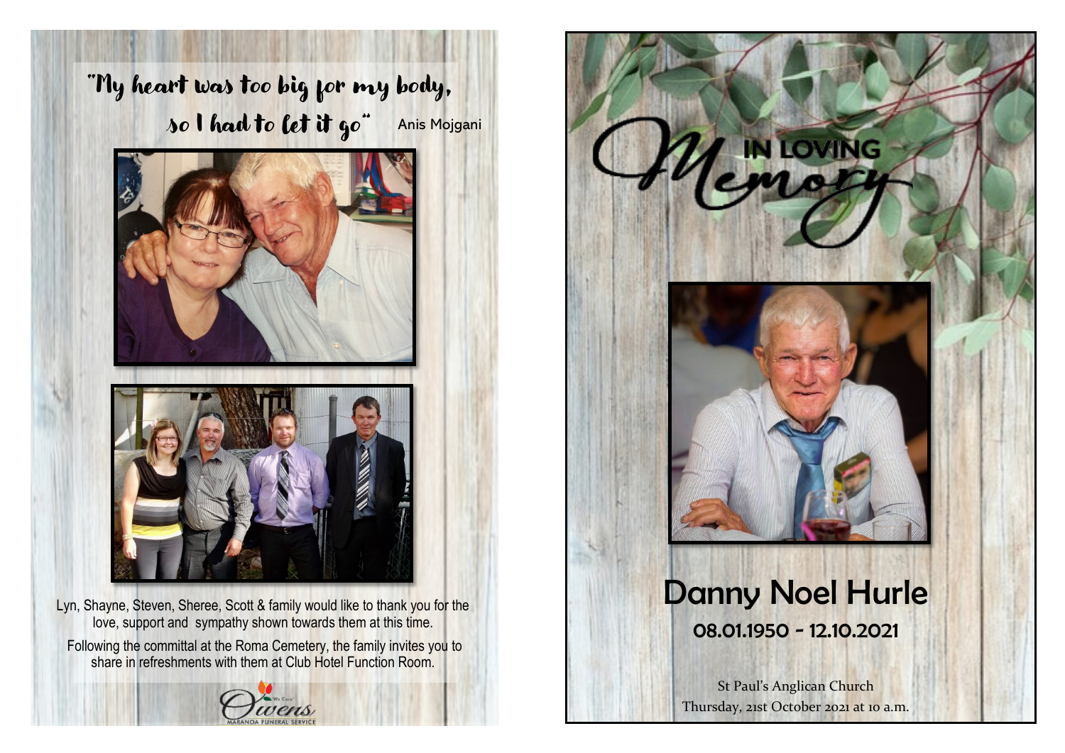"My heart was too big for my body, so I had to let it go" Anis Mojgani

Lyn, Shayne, Steven, Sheree, Scott & family would like to thank you for the love, support and sympathy shown towards them at this time.

Following the committal at the Roma Cemetery, the family invites you to share in refreshments with them at Club Hotel Function Room.

Owens — Maranoa Funeral Service

# In Loving Memory

# Danny Noel Hurle

## 08.01.1950 - 12.10.2021

St Paul's Anglican Church

Thursday, 21st October 2021 at 10 a.m.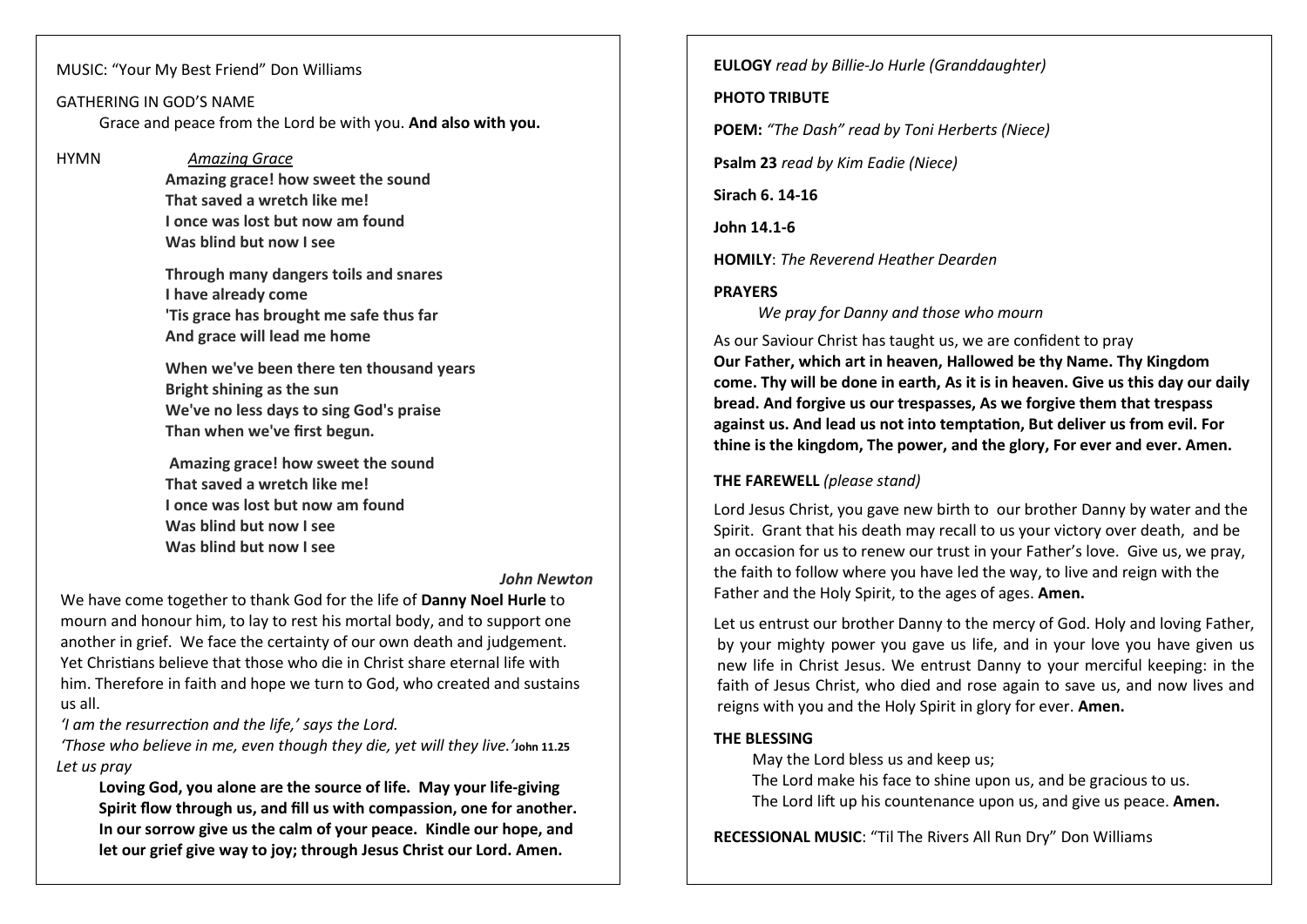MUSIC: "Your My Best Friend" Don Williams

GATHERING IN GOD'S NAME

Grace and peace from the Lord be with you. **And also with you.**

HYMN *Amazing Grace*

**Amazing grace! how sweet the sound**
**That saved a wretch like me!**
**I once was lost but now am found**
**Was blind but now I see**

**Through many dangers toils and snares**
**I have already come**
**'Tis grace has brought me safe thus far**
**And grace will lead me home**

**When we've been there ten thousand years**
**Bright shining as the sun**
**We've no less days to sing God's praise**
**Than when we've first begun.**

**Amazing grace! how sweet the sound**
**That saved a wretch like me!**
**I once was lost but now am found**
**Was blind but now I see**
**Was blind but now I see**

***John Newton***

We have come together to thank God for the life of **Danny Noel Hurle** to mourn and honour him, to lay to rest his mortal body, and to support one another in grief. We face the certainty of our own death and judgement. Yet Christians believe that those who die in Christ share eternal life with him. Therefore in faith and hope we turn to God, who created and sustains us all.

*'I am the resurrection and the life,' says the Lord.*

*'Those who believe in me, even though they die, yet will they live.'* **John 11.25**

*Let us pray*

**Loving God, you alone are the source of life. May your life-giving Spirit flow through us, and fill us with compassion, one for another. In our sorrow give us the calm of your peace. Kindle our hope, and let our grief give way to joy; through Jesus Christ our Lord. Amen.**

**EULOGY** *read by Billie-Jo Hurle (Granddaughter)*

**PHOTO TRIBUTE**

**POEM:** *"The Dash" read by Toni Herberts (Niece)*

**Psalm 23** *read by Kim Eadie (Niece)*

**Sirach 6. 14-16**

**John 14.1-6**

**HOMILY**: *The Reverend Heather Dearden*

**PRAYERS**

*We pray for Danny and those who mourn*

As our Saviour Christ has taught us, we are confident to pray

**Our Father, which art in heaven, Hallowed be thy Name. Thy Kingdom come. Thy will be done in earth, As it is in heaven. Give us this day our daily bread. And forgive us our trespasses, As we forgive them that trespass against us. And lead us not into temptation, But deliver us from evil. For thine is the kingdom, The power, and the glory, For ever and ever. Amen.**

**THE FAREWELL** *(please stand)*

Lord Jesus Christ, you gave new birth to our brother Danny by water and the Spirit. Grant that his death may recall to us your victory over death, and be an occasion for us to renew our trust in your Father's love. Give us, we pray, the faith to follow where you have led the way, to live and reign with the Father and the Holy Spirit, to the ages of ages. **Amen.**

Let us entrust our brother Danny to the mercy of God. Holy and loving Father, by your mighty power you gave us life, and in your love you have given us new life in Christ Jesus. We entrust Danny to your merciful keeping: in the faith of Jesus Christ, who died and rose again to save us, and now lives and reigns with you and the Holy Spirit in glory for ever. **Amen.**

**THE BLESSING**

May the Lord bless us and keep us;
The Lord make his face to shine upon us, and be gracious to us.
The Lord lift up his countenance upon us, and give us peace. **Amen.**

**RECESSIONAL MUSIC**: "Til The Rivers All Run Dry" Don Williams